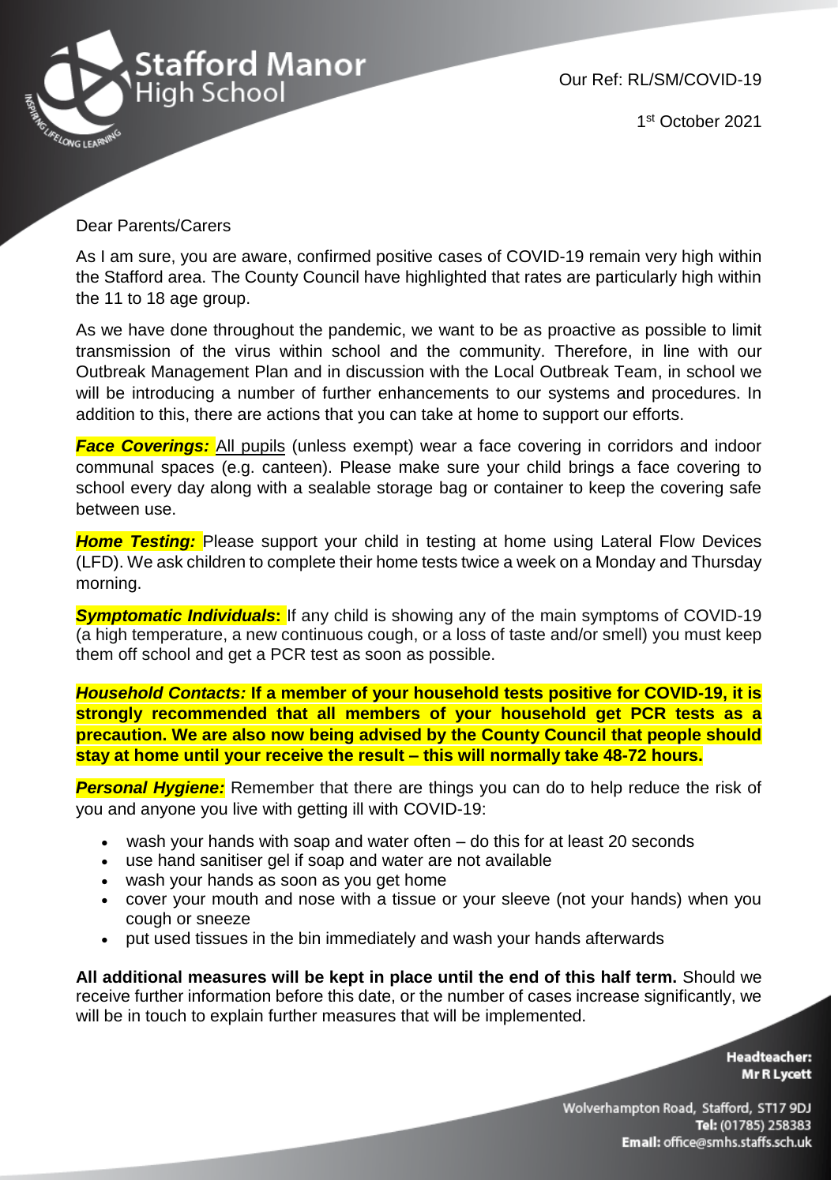Stafford Manor High School

Our Ref: RL/SM/COVID-19

1st October 2021

Dear Parents/Carers

As I am sure, you are aware, confirmed positive cases of COVID-19 remain very high within the Stafford area. The County Council have highlighted that rates are particularly high within the 11 to 18 age group.

As we have done throughout the pandemic, we want to be as proactive as possible to limit transmission of the virus within school and the community. Therefore, in line with our Outbreak Management Plan and in discussion with the Local Outbreak Team, in school we will be introducing a number of further enhancements to our systems and procedures. In addition to this, there are actions that you can take at home to support our efforts.

***Face Coverings:*** All pupils (unless exempt) wear a face covering in corridors and indoor communal spaces (e.g. canteen). Please make sure your child brings a face covering to school every day along with a sealable storage bag or container to keep the covering safe between use.

***Home Testing:*** Please support your child in testing at home using Lateral Flow Devices (LFD). We ask children to complete their home tests twice a week on a Monday and Thursday morning.

***Symptomatic Individuals*****:** If any child is showing any of the main symptoms of COVID-19 (a high temperature, a new continuous cough, or a loss of taste and/or smell) you must keep them off school and get a PCR test as soon as possible.

***Household Contacts:*** **If a member of your household tests positive for COVID-19, it is strongly recommended that all members of your household get PCR tests as a precaution. We are also now being advised by the County Council that people should stay at home until your receive the result – this will normally take 48-72 hours.**

***Personal Hygiene:*** Remember that there are things you can do to help reduce the risk of you and anyone you live with getting ill with COVID-19:

- wash your hands with soap and water often – do this for at least 20 seconds
- use hand sanitiser gel if soap and water are not available
- wash your hands as soon as you get home
- cover your mouth and nose with a tissue or your sleeve (not your hands) when you cough or sneeze
- put used tissues in the bin immediately and wash your hands afterwards

**All additional measures will be kept in place until the end of this half term.** Should we receive further information before this date, or the number of cases increase significantly, we will be in touch to explain further measures that will be implemented.

**Headteacher:**
**Mr R Lycett**

Wolverhampton Road, Stafford, ST17 9DJ
**Tel:** (01785) 258383
**Email:** office@smhs.staffs.sch.uk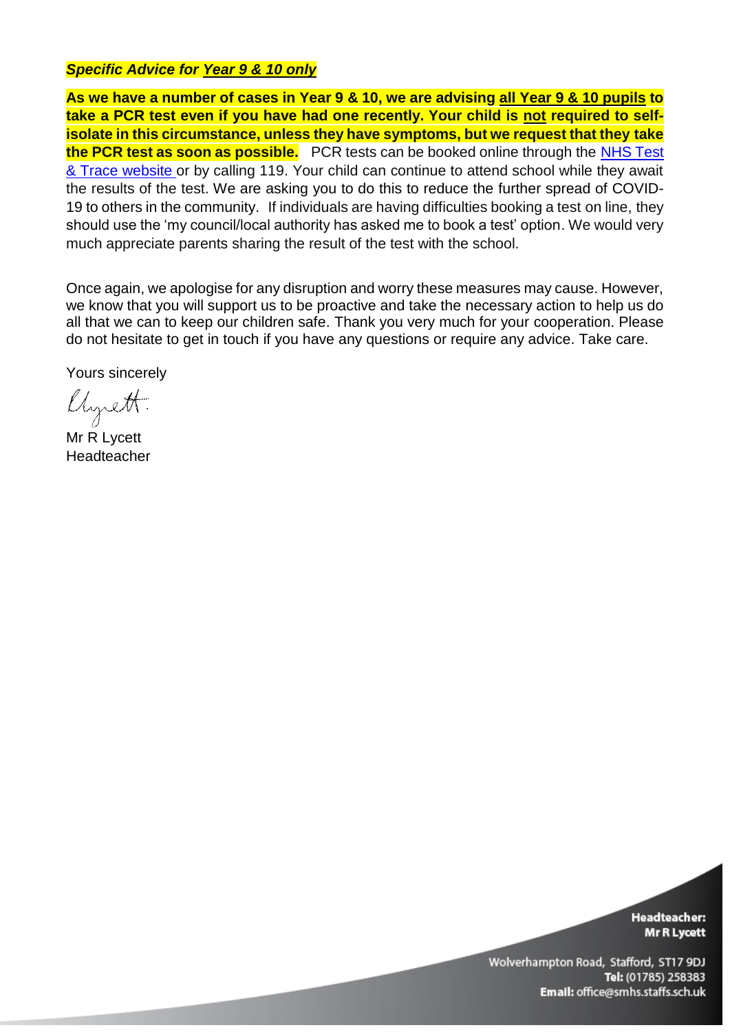***Specific Advice for Year 9 & 10 only***

**As we have a number of cases in Year 9 & 10, we are advising all Year 9 & 10 pupils to take a PCR test even if you have had one recently. Your child is not required to self-isolate in this circumstance, unless they have symptoms, but we request that they take the PCR test as soon as possible.** PCR tests can be booked online through the NHS Test & Trace website or by calling 119. Your child can continue to attend school while they await the results of the test. We are asking you to do this to reduce the further spread of COVID-19 to others in the community. If individuals are having difficulties booking a test on line, they should use the 'my council/local authority has asked me to book a test' option. We would very much appreciate parents sharing the result of the test with the school.

Once again, we apologise for any disruption and worry these measures may cause. However, we know that you will support us to be proactive and take the necessary action to help us do all that we can to keep our children safe. Thank you very much for your cooperation. Please do not hesitate to get in touch if you have any questions or require any advice. Take care.

Yours sincerely

Mr R Lycett
Headteacher

**Headteacher:**
**Mr R Lycett**

Wolverhampton Road, Stafford, ST17 9DJ
**Tel:** (01785) 258383
**Email:** office@smhs.staffs.sch.uk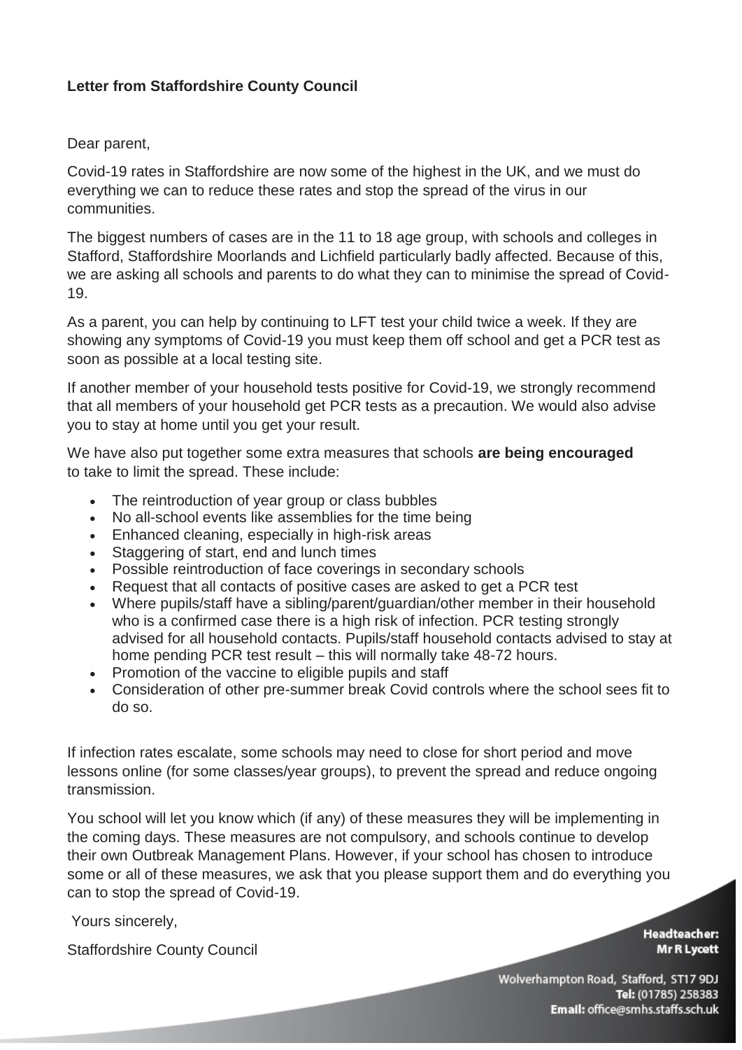**Letter from Staffordshire County Council**

Dear parent,

Covid-19 rates in Staffordshire are now some of the highest in the UK, and we must do everything we can to reduce these rates and stop the spread of the virus in our communities.

The biggest numbers of cases are in the 11 to 18 age group, with schools and colleges in Stafford, Staffordshire Moorlands and Lichfield particularly badly affected. Because of this, we are asking all schools and parents to do what they can to minimise the spread of Covid-19.

As a parent, you can help by continuing to LFT test your child twice a week. If they are showing any symptoms of Covid-19 you must keep them off school and get a PCR test as soon as possible at a local testing site.

If another member of your household tests positive for Covid-19, we strongly recommend that all members of your household get PCR tests as a precaution. We would also advise you to stay at home until you get your result.

We have also put together some extra measures that schools **are being encouraged** to take to limit the spread. These include:

- The reintroduction of year group or class bubbles
- No all-school events like assemblies for the time being
- Enhanced cleaning, especially in high-risk areas
- Staggering of start, end and lunch times
- Possible reintroduction of face coverings in secondary schools
- Request that all contacts of positive cases are asked to get a PCR test
- Where pupils/staff have a sibling/parent/guardian/other member in their household who is a confirmed case there is a high risk of infection. PCR testing strongly advised for all household contacts. Pupils/staff household contacts advised to stay at home pending PCR test result – this will normally take 48-72 hours.
- Promotion of the vaccine to eligible pupils and staff
- Consideration of other pre-summer break Covid controls where the school sees fit to do so.

If infection rates escalate, some schools may need to close for short period and move lessons online (for some classes/year groups), to prevent the spread and reduce ongoing transmission.

You school will let you know which (if any) of these measures they will be implementing in the coming days. These measures are not compulsory, and schools continue to develop their own Outbreak Management Plans. However, if your school has chosen to introduce some or all of these measures, we ask that you please support them and do everything you can to stop the spread of Covid-19.

Yours sincerely,

Staffordshire County Council